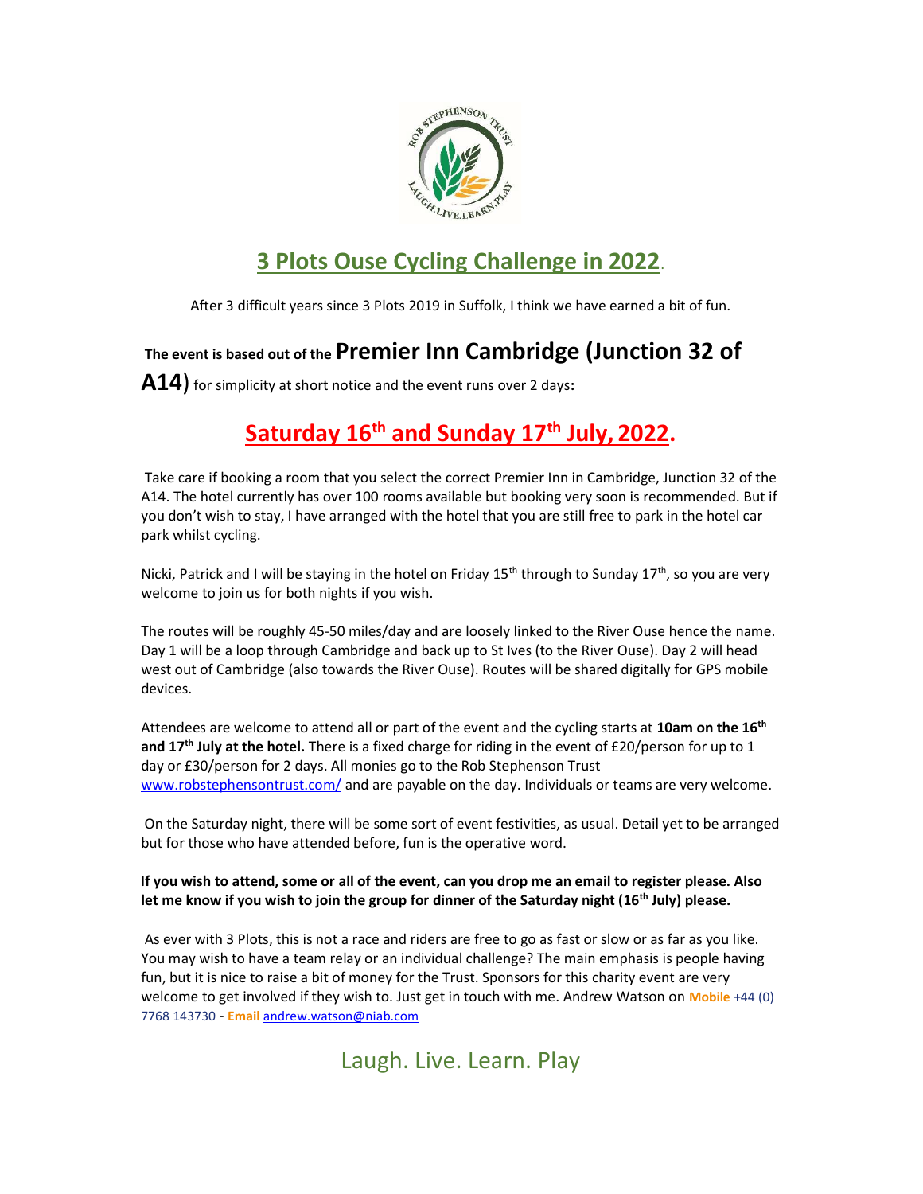# 3 Plots Ouse Cycling Challenge in 2022.

After 3 difficult years since 3 Plots 2019 in Suffolk, I think we have earned a bit of fun.

**The event is based out of the Premier Inn Cambridge (Junction 32 of A14)** for simplicity at short notice and the event runs over 2 days**:**

## Saturday 16th and Sunday 17th July, 2022.

Take care if booking a room that you select the correct Premier Inn in Cambridge, Junction 32 of the A14. The hotel currently has over 100 rooms available but booking very soon is recommended. But if you don't wish to stay, I have arranged with the hotel that you are still free to park in the hotel car park whilst cycling.

Nicki, Patrick and I will be staying in the hotel on Friday 15th through to Sunday 17th, so you are very welcome to join us for both nights if you wish.

The routes will be roughly 45-50 miles/day and are loosely linked to the River Ouse hence the name. Day 1 will be a loop through Cambridge and back up to St Ives (to the River Ouse). Day 2 will head west out of Cambridge (also towards the River Ouse). Routes will be shared digitally for GPS mobile devices.

Attendees are welcome to attend all or part of the event and the cycling starts at **10am on the 16th and 17th July at the hotel.** There is a fixed charge for riding in the event of £20/person for up to 1 day or £30/person for 2 days. All monies go to the Rob Stephenson Trust www.robstephensontrust.com/ and are payable on the day. Individuals or teams are very welcome.

On the Saturday night, there will be some sort of event festivities, as usual. Detail yet to be arranged but for those who have attended before, fun is the operative word.

**If you wish to attend, some or all of the event, can you drop me an email to register please. Also let me know if you wish to join the group for dinner of the Saturday night (16th July) please.**

As ever with 3 Plots, this is not a race and riders are free to go as fast or slow or as far as you like. You may wish to have a team relay or an individual challenge? The main emphasis is people having fun, but it is nice to raise a bit of money for the Trust. Sponsors for this charity event are very welcome to get involved if they wish to. Just get in touch with me. Andrew Watson on **Mobile** +44 (0) 7768 143730 - **Email** andrew.watson@niab.com

Laugh. Live. Learn. Play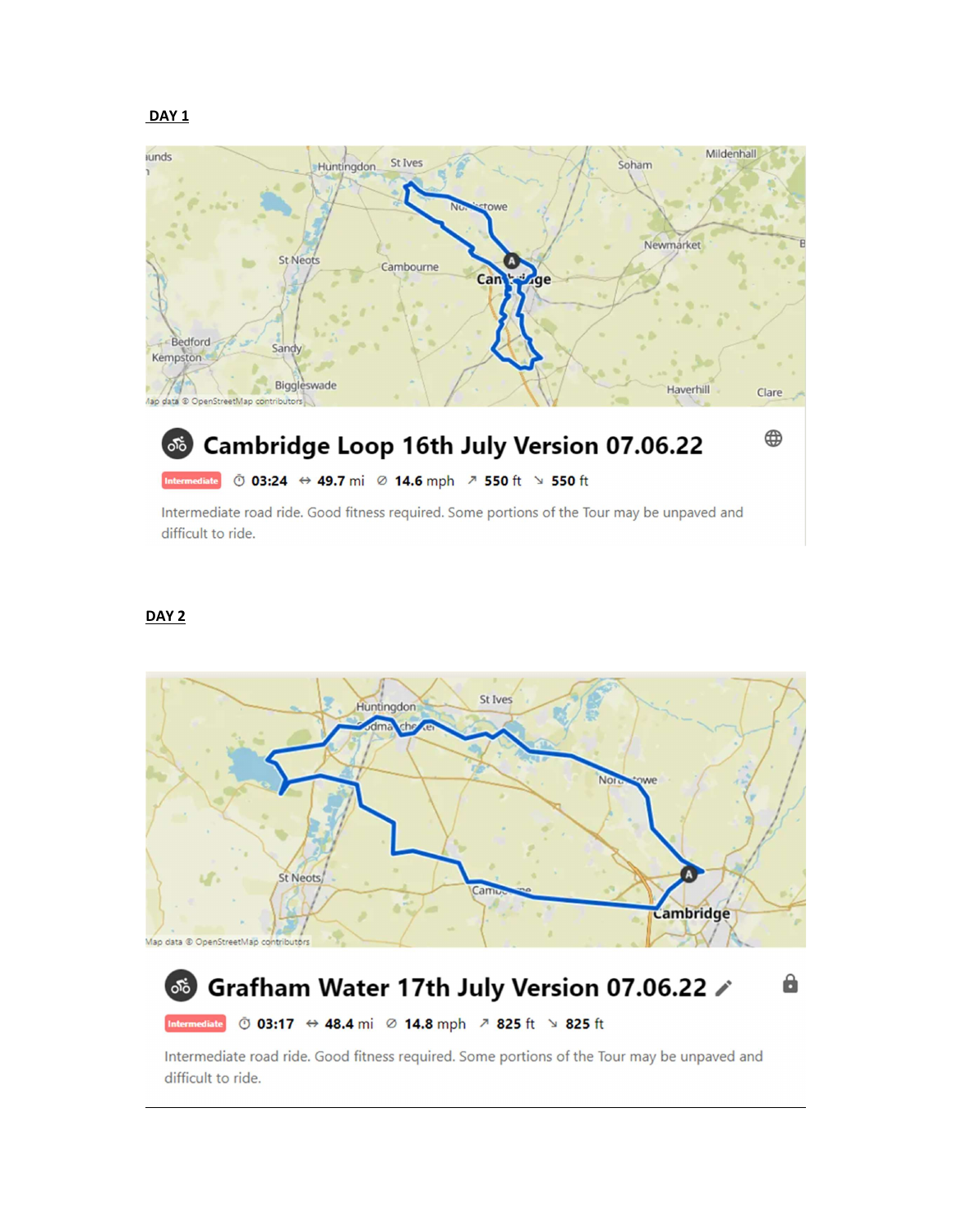**DAY 1**

## Cambridge Loop 16th July Version 07.06.22

Intermediate · 03:24 · 49.7 mi · 14.6 mph · 550 ft · 550 ft

Intermediate road ride. Good fitness required. Some portions of the Tour may be unpaved and difficult to ride.

**DAY 2**

## Grafham Water 17th July Version 07.06.22

Intermediate · 03:17 · 48.4 mi · 14.8 mph · 825 ft · 825 ft

Intermediate road ride. Good fitness required. Some portions of the Tour may be unpaved and difficult to ride.